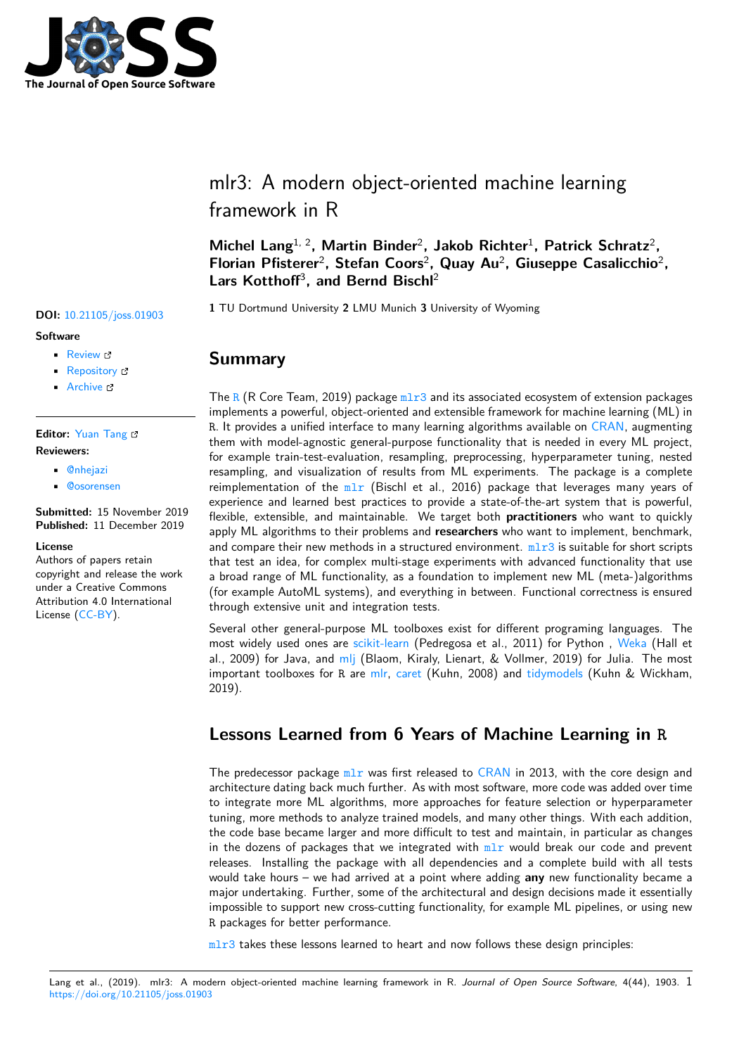# mlr3: A modern object-oriented machine learning framework in R

**Michel Lang**[1, 2], **Martin Binder**[2], **Jakob Richter**[1], **Patrick Schratz**[2], **Florian Pfisterer**[2], **Stefan Coors**[2], **Quay Au**[2], **Giuseppe Casalicchio**[2], **Lars Kotthoff**[3], **and Bernd Bischl**[2]

**1** TU Dortmund University **2** LMU Munich **3** University of Wyoming

**DOI:** 10.21105/joss.01903

**Software**

- Review
- Repository
- Archive

**Editor:** Yuan Tang

**Reviewers:**

- @nhejazi
- @osorensen

**Submitted:** 15 November 2019
**Published:** 11 December 2019

**License**
Authors of papers retain copyright and release the work under a Creative Commons Attribution 4.0 International License (CC-BY).

## Summary

The R (R Core Team, 2019) package `mlr3` and its associated ecosystem of extension packages implements a powerful, object-oriented and extensible framework for machine learning (ML) in R. It provides a unified interface to many learning algorithms available on CRAN, augmenting them with model-agnostic general-purpose functionality that is needed in every ML project, for example train-test-evaluation, resampling, preprocessing, hyperparameter tuning, nested resampling, and visualization of results from ML experiments. The package is a complete reimplementation of the `mlr` (Bischl et al., 2016) package that leverages many years of experience and learned best practices to provide a state-of-the-art system that is powerful, flexible, extensible, and maintainable. We target both **practitioners** who want to quickly apply ML algorithms to their problems and **researchers** who want to implement, benchmark, and compare their new methods in a structured environment. `mlr3` is suitable for short scripts that test an idea, for complex multi-stage experiments with advanced functionality that use a broad range of ML functionality, as a foundation to implement new ML (meta-)algorithms (for example AutoML systems), and everything in between. Functional correctness is ensured through extensive unit and integration tests.

Several other general-purpose ML toolboxes exist for different programing languages. The most widely used ones are scikit-learn (Pedregosa et al., 2011) for Python , Weka (Hall et al., 2009) for Java, and mlj (Blaom, Kiraly, Lienart, & Vollmer, 2019) for Julia. The most important toolboxes for R are mlr, caret (Kuhn, 2008) and tidymodels (Kuhn & Wickham, 2019).

## Lessons Learned from 6 Years of Machine Learning in R

The predecessor package `mlr` was first released to CRAN in 2013, with the core design and architecture dating back much further. As with most software, more code was added over time to integrate more ML algorithms, more approaches for feature selection or hyperparameter tuning, more methods to analyze trained models, and many other things. With each addition, the code base became larger and more difficult to test and maintain, in particular as changes in the dozens of packages that we integrated with `mlr` would break our code and prevent releases. Installing the package with all dependencies and a complete build with all tests would take hours – we had arrived at a point where adding **any** new functionality became a major undertaking. Further, some of the architectural and design decisions made it essentially impossible to support new cross-cutting functionality, for example ML pipelines, or using new R packages for better performance.

`mlr3` takes these lessons learned to heart and now follows these design principles: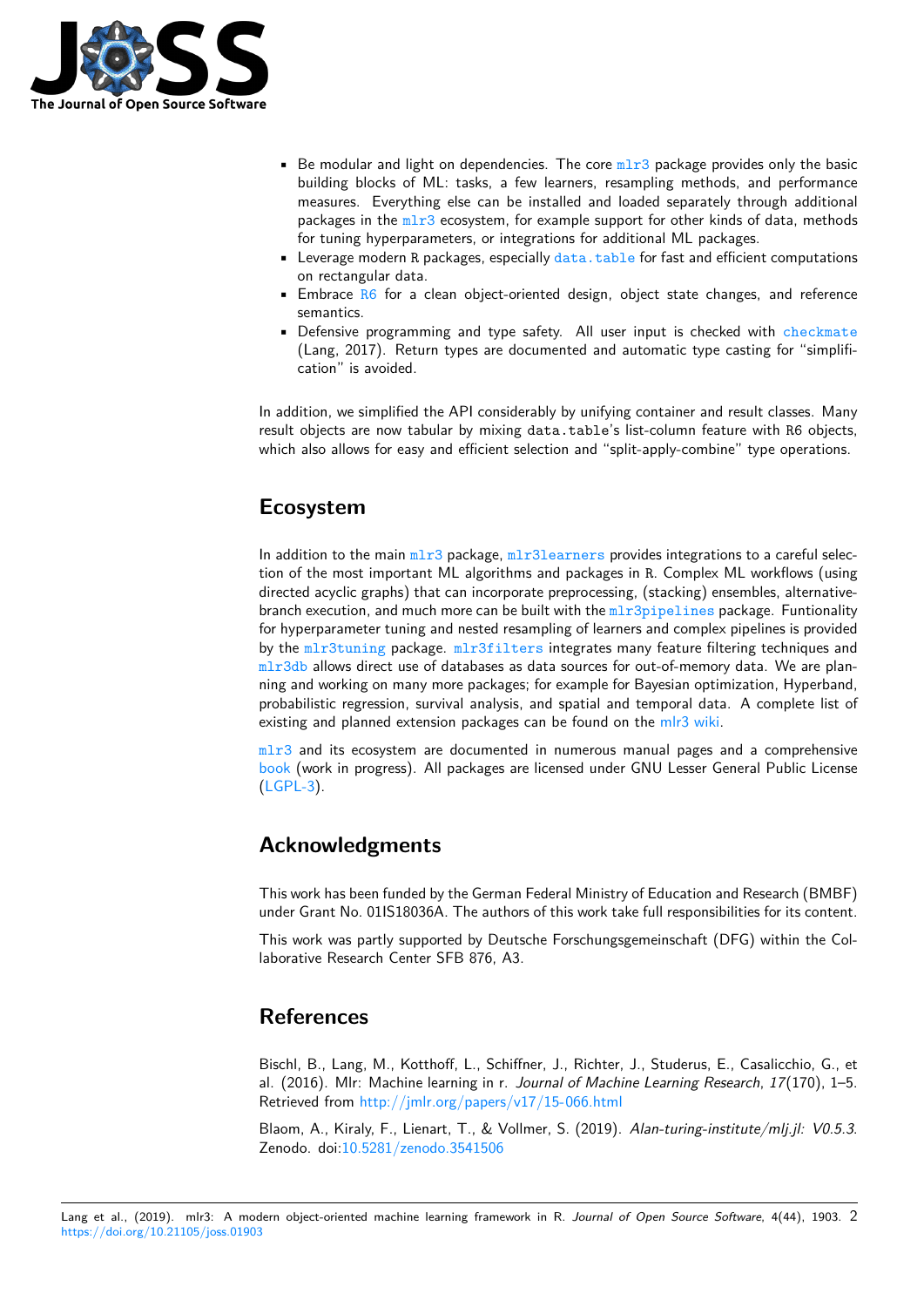- Be modular and light on dependencies. The core mlr3 package provides only the basic building blocks of ML: tasks, a few learners, resampling methods, and performance measures. Everything else can be installed and loaded separately through additional packages in the mlr3 ecosystem, for example support for other kinds of data, methods for tuning hyperparameters, or integrations for additional ML packages.
- Leverage modern R packages, especially data.table for fast and efficient computations on rectangular data.
- Embrace R6 for a clean object-oriented design, object state changes, and reference semantics.
- Defensive programming and type safety. All user input is checked with checkmate (Lang, 2017). Return types are documented and automatic type casting for "simplification" is avoided.

In addition, we simplified the API considerably by unifying container and result classes. Many result objects are now tabular by mixing data.table's list-column feature with R6 objects, which also allows for easy and efficient selection and "split-apply-combine" type operations.

## Ecosystem

In addition to the main mlr3 package, mlr3learners provides integrations to a careful selection of the most important ML algorithms and packages in R. Complex ML workflows (using directed acyclic graphs) that can incorporate preprocessing, (stacking) ensembles, alternative-branch execution, and much more can be built with the mlr3pipelines package. Funtionality for hyperparameter tuning and nested resampling of learners and complex pipelines is provided by the mlr3tuning package. mlr3filters integrates many feature filtering techniques and mlr3db allows direct use of databases as data sources for out-of-memory data. We are planning and working on many more packages; for example for Bayesian optimization, Hyperband, probabilistic regression, survival analysis, and spatial and temporal data. A complete list of existing and planned extension packages can be found on the mlr3 wiki.

mlr3 and its ecosystem are documented in numerous manual pages and a comprehensive book (work in progress). All packages are licensed under GNU Lesser General Public License (LGPL-3).

## Acknowledgments

This work has been funded by the German Federal Ministry of Education and Research (BMBF) under Grant No. 01IS18036A. The authors of this work take full responsibilities for its content.

This work was partly supported by Deutsche Forschungsgemeinschaft (DFG) within the Collaborative Research Center SFB 876, A3.

## References

Bischl, B., Lang, M., Kotthoff, L., Schiffner, J., Richter, J., Studerus, E., Casalicchio, G., et al. (2016). Mlr: Machine learning in r. *Journal of Machine Learning Research*, *17*(170), 1–5. Retrieved from http://jmlr.org/papers/v17/15-066.html

Blaom, A., Kiraly, F., Lienart, T., & Vollmer, S. (2019). *Alan-turing-institute/mlj.jl: V0.5.3*. Zenodo. doi:10.5281/zenodo.3541506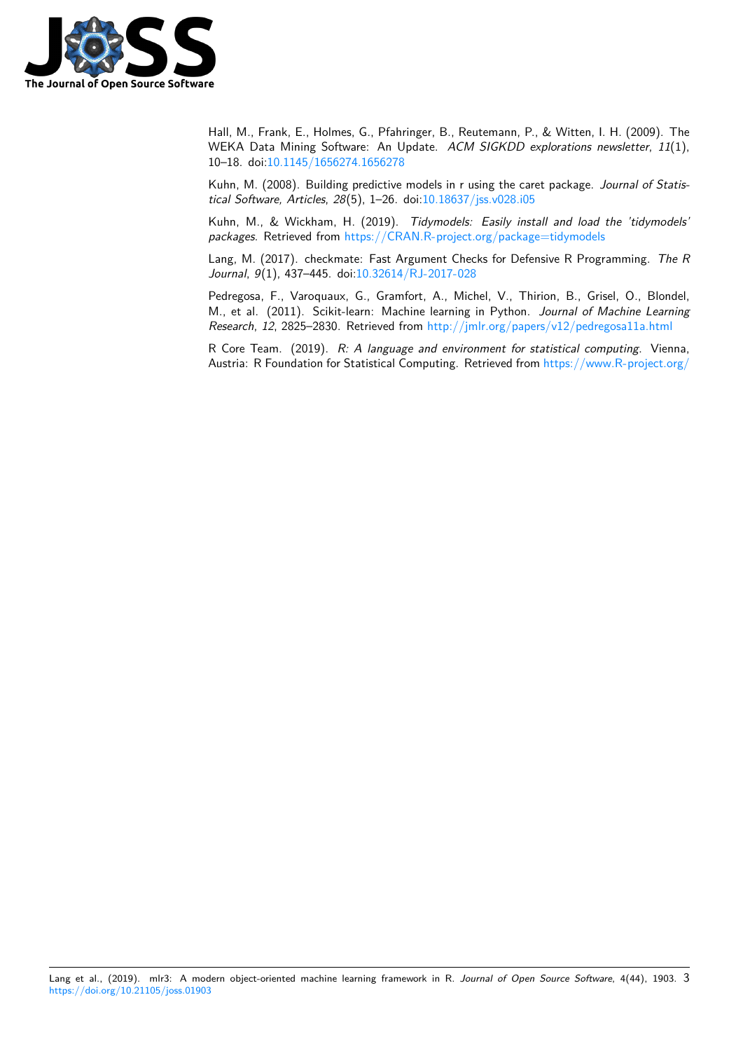Hall, M., Frank, E., Holmes, G., Pfahringer, B., Reutemann, P., & Witten, I. H. (2009). The WEKA Data Mining Software: An Update. *ACM SIGKDD explorations newsletter*, *11*(1), 10–18. doi:10.1145/1656274.1656278

Kuhn, M. (2008). Building predictive models in r using the caret package. *Journal of Statistical Software, Articles*, *28*(5), 1–26. doi:10.18637/jss.v028.i05

Kuhn, M., & Wickham, H. (2019). *Tidymodels: Easily install and load the 'tidymodels' packages*. Retrieved from https://CRAN.R-project.org/package=tidymodels

Lang, M. (2017). checkmate: Fast Argument Checks for Defensive R Programming. *The R Journal*, *9*(1), 437–445. doi:10.32614/RJ-2017-028

Pedregosa, F., Varoquaux, G., Gramfort, A., Michel, V., Thirion, B., Grisel, O., Blondel, M., et al. (2011). Scikit-learn: Machine learning in Python. *Journal of Machine Learning Research*, *12*, 2825–2830. Retrieved from http://jmlr.org/papers/v12/pedregosa11a.html

R Core Team. (2019). *R: A language and environment for statistical computing*. Vienna, Austria: R Foundation for Statistical Computing. Retrieved from https://www.R-project.org/